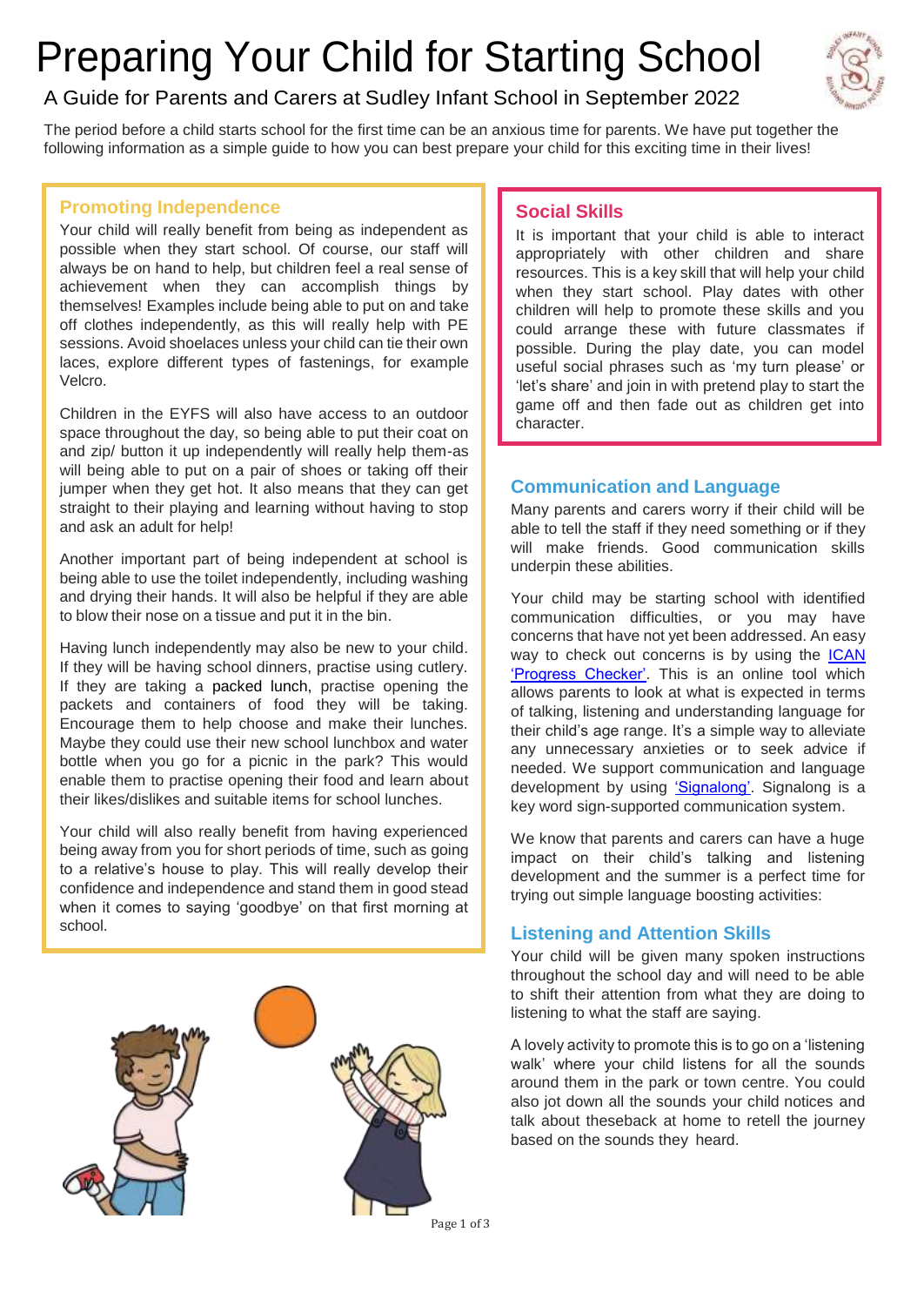# Preparing Your Child for Starting School

## A Guide for Parents and Carers at Sudley Infant School in September 2022

The period before a child starts school for the first time can be an anxious time for parents. We have put together the following information as a simple guide to how you can best prepare your child for this exciting time in their lives!

### Promoting Independence

Your child will really benefit from being as independent as possible when they start school. Of course, our staff will always be on hand to help, but children feel a real sense of achievement when they can accomplish things by themselves! Examples include being able to put on and take off clothes independently, as this will really help with PE sessions. Avoid shoelaces unless your child can tie their own laces, explore different types of fastenings, for example Velcro.

Children in the EYFS will also have access to an outdoor space throughout the day, so being able to put their coat on and zip/ button it up independently will really help them-as will being able to put on a pair of shoes or taking off their jumper when they get hot. It also means that they can get straight to their playing and learning without having to stop and ask an adult for help!

Another important part of being independent at school is being able to use the toilet independently, including washing and drying their hands. It will also be helpful if they are able to blow their nose on a tissue and put it in the bin.

Having lunch independently may also be new to your child. If they will be having school dinners, practise using cutlery. If they are taking a packed lunch, practise opening the packets and containers of food they will be taking. Encourage them to help choose and make their lunches. Maybe they could use their new school lunchbox and water bottle when you go for a picnic in the park? This would enable them to practise opening their food and learn about their likes/dislikes and suitable items for school lunches.

Your child will also really benefit from having experienced being away from you for short periods of time, such as going to a relative's house to play. This will really develop their confidence and independence and stand them in good stead when it comes to saying 'goodbye' on that first morning at school.

### Social Skills

It is important that your child is able to interact appropriately with other children and share resources. This is a key skill that will help your child when they start school. Play dates with other children will help to promote these skills and you could arrange these with future classmates if possible. During the play date, you can model useful social phrases such as 'my turn please' or 'let's share' and join in with pretend play to start the game off and then fade out as children get into character.

### Communication and Language

Many parents and carers worry if their child will be able to tell the staff if they need something or if they will make friends. Good communication skills underpin these abilities.

Your child may be starting school with identified communication difficulties, or you may have concerns that have not yet been addressed. An easy way to check out concerns is by using the ICAN 'Progress Checker'. This is an online tool which allows parents to look at what is expected in terms of talking, listening and understanding language for their child's age range. It's a simple way to alleviate any unnecessary anxieties or to seek advice if needed. We support communication and language development by using 'Signalong'. Signalong is a key word sign-supported communication system.

We know that parents and carers can have a huge impact on their child's talking and listening development and the summer is a perfect time for trying out simple language boosting activities:

### Listening and Attention Skills

Your child will be given many spoken instructions throughout the school day and will need to be able to shift their attention from what they are doing to listening to what the staff are saying.

A lovely activity to promote this is to go on a 'listening walk' where your child listens for all the sounds around them in the park or town centre. You could also jot down all the sounds your child notices and talk about theseback at home to retell the journey based on the sounds they heard.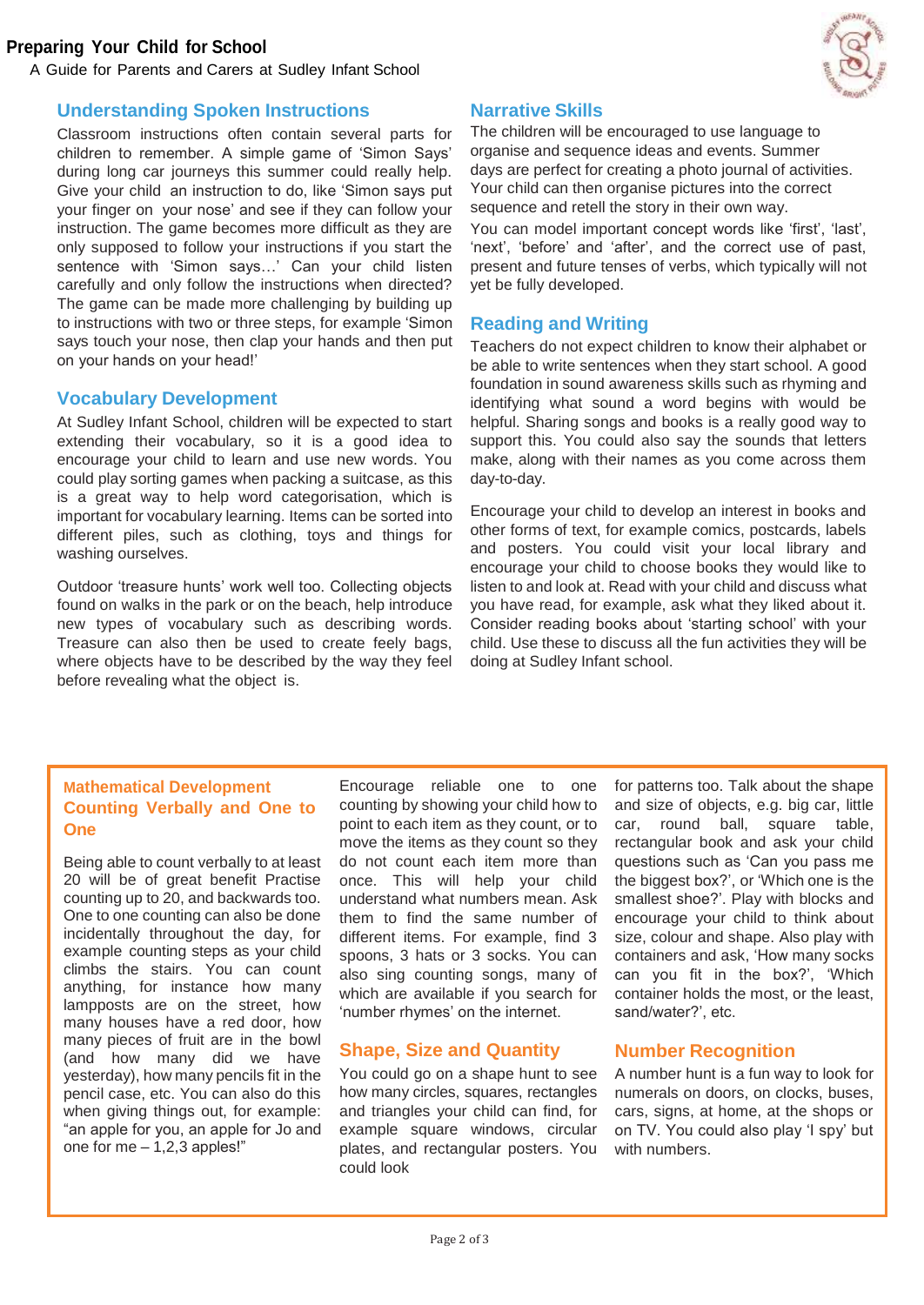# Preparing Your Child for School

A Guide for Parents and Carers at Sudley Infant School

## Understanding Spoken Instructions

Classroom instructions often contain several parts for children to remember. A simple game of 'Simon Says' during long car journeys this summer could really help. Give your child an instruction to do, like 'Simon says put your finger on your nose' and see if they can follow your instruction. The game becomes more difficult as they are only supposed to follow your instructions if you start the sentence with 'Simon says…' Can your child listen carefully and only follow the instructions when directed? The game can be made more challenging by building up to instructions with two or three steps, for example 'Simon says touch your nose, then clap your hands and then put on your hands on your head!'

## Vocabulary Development

At Sudley Infant School, children will be expected to start extending their vocabulary, so it is a good idea to encourage your child to learn and use new words. You could play sorting games when packing a suitcase, as this is a great way to help word categorisation, which is important for vocabulary learning. Items can be sorted into different piles, such as clothing, toys and things for washing ourselves.

Outdoor 'treasure hunts' work well too. Collecting objects found on walks in the park or on the beach, help introduce new types of vocabulary such as describing words. Treasure can also then be used to create feely bags, where objects have to be described by the way they feel before revealing what the object is.

## Narrative Skills

The children will be encouraged to use language to organise and sequence ideas and events. Summer days are perfect for creating a photo journal of activities. Your child can then organise pictures into the correct sequence and retell the story in their own way.

You can model important concept words like 'first', 'last', 'next', 'before' and 'after', and the correct use of past, present and future tenses of verbs, which typically will not yet be fully developed.

## Reading and Writing

Teachers do not expect children to know their alphabet or be able to write sentences when they start school. A good foundation in sound awareness skills such as rhyming and identifying what sound a word begins with would be helpful. Sharing songs and books is a really good way to support this. You could also say the sounds that letters make, along with their names as you come across them day-to-day.

Encourage your child to develop an interest in books and other forms of text, for example comics, postcards, labels and posters. You could visit your local library and encourage your child to choose books they would like to listen to and look at. Read with your child and discuss what you have read, for example, ask what they liked about it. Consider reading books about 'starting school' with your child. Use these to discuss all the fun activities they will be doing at Sudley Infant school.

## Mathematical Development

### Counting Verbally and One to One

Being able to count verbally to at least 20 will be of great benefit Practise counting up to 20, and backwards too. One to one counting can also be done incidentally throughout the day, for example counting steps as your child climbs the stairs. You can count anything, for instance how many lampposts are on the street, how many houses have a red door, how many pieces of fruit are in the bowl (and how many did we have yesterday), how many pencils fit in the pencil case, etc. You can also do this when giving things out, for example: "an apple for you, an apple for Jo and one for me – 1,2,3 apples!"

Encourage reliable one to one counting by showing your child how to point to each item as they count, or to move the items as they count so they do not count each item more than once. This will help your child understand what numbers mean. Ask them to find the same number of different items. For example, find 3 spoons, 3 hats or 3 socks. You can also sing counting songs, many of which are available if you search for 'number rhymes' on the internet.

### Shape, Size and Quantity

You could go on a shape hunt to see how many circles, squares, rectangles and triangles your child can find, for example square windows, circular plates, and rectangular posters. You could look for patterns too. Talk about the shape and size of objects, e.g. big car, little car, round ball, square table, rectangular book and ask your child questions such as 'Can you pass me the biggest box?', or 'Which one is the smallest shoe?'. Play with blocks and encourage your child to think about size, colour and shape. Also play with containers and ask, 'How many socks can you fit in the box?', 'Which container holds the most, or the least, sand/water?', etc.

### Number Recognition

A number hunt is a fun way to look for numerals on doors, on clocks, buses, cars, signs, at home, at the shops or on TV. You could also play 'I spy' but with numbers.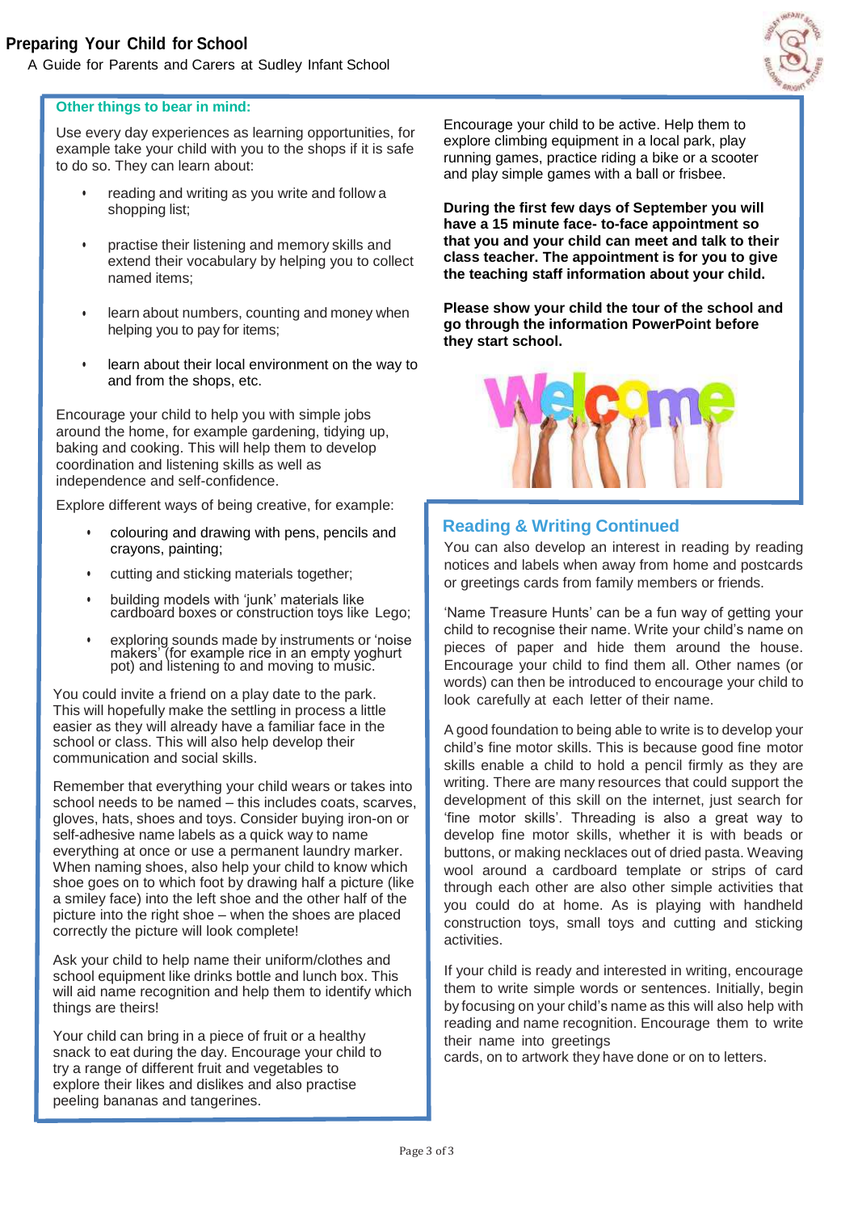# Preparing Your Child for School

A Guide for Parents and Carers at Sudley Infant School

### Other things to bear in mind:

Use every day experiences as learning opportunities, for example take your child with you to the shops if it is safe to do so. They can learn about:

- reading and writing as you write and follow a shopping list;
- practise their listening and memory skills and extend their vocabulary by helping you to collect named items;
- learn about numbers, counting and money when helping you to pay for items;
- learn about their local environment on the way to and from the shops, etc.

Encourage your child to help you with simple jobs around the home, for example gardening, tidying up, baking and cooking. This will help them to develop coordination and listening skills as well as independence and self-confidence.

Explore different ways of being creative, for example:

- colouring and drawing with pens, pencils and crayons, painting;
- cutting and sticking materials together;
- building models with 'junk' materials like cardboard boxes or construction toys like Lego;
- exploring sounds made by instruments or 'noise makers' (for example rice in an empty yoghurt pot) and listening to and moving to music.

You could invite a friend on a play date to the park. This will hopefully make the settling in process a little easier as they will already have a familiar face in the school or class. This will also help develop their communication and social skills.

Remember that everything your child wears or takes into school needs to be named – this includes coats, scarves, gloves, hats, shoes and toys. Consider buying iron-on or self-adhesive name labels as a quick way to name everything at once or use a permanent laundry marker. When naming shoes, also help your child to know which shoe goes on to which foot by drawing half a picture (like a smiley face) into the left shoe and the other half of the picture into the right shoe – when the shoes are placed correctly the picture will look complete!

Ask your child to help name their uniform/clothes and school equipment like drinks bottle and lunch box. This will aid name recognition and help them to identify which things are theirs!

Your child can bring in a piece of fruit or a healthy snack to eat during the day. Encourage your child to try a range of different fruit and vegetables to explore their likes and dislikes and also practise peeling bananas and tangerines.

Encourage your child to be active. Help them to explore climbing equipment in a local park, play running games, practice riding a bike or a scooter and play simple games with a ball or frisbee.

**During the first few days of September you will have a 15 minute face- to-face appointment so that you and your child can meet and talk to their class teacher. The appointment is for you to give the teaching staff information about your child.**

**Please show your child the tour of the school and go through the information PowerPoint before they start school.**

Welcome

## Reading & Writing Continued

You can also develop an interest in reading by reading notices and labels when away from home and postcards or greetings cards from family members or friends.

'Name Treasure Hunts' can be a fun way of getting your child to recognise their name. Write your child's name on pieces of paper and hide them around the house. Encourage your child to find them all. Other names (or words) can then be introduced to encourage your child to look carefully at each letter of their name.

A good foundation to being able to write is to develop your child's fine motor skills. This is because good fine motor skills enable a child to hold a pencil firmly as they are writing. There are many resources that could support the development of this skill on the internet, just search for 'fine motor skills'. Threading is also a great way to develop fine motor skills, whether it is with beads or buttons, or making necklaces out of dried pasta. Weaving wool around a cardboard template or strips of card through each other are also other simple activities that you could do at home. As is playing with handheld construction toys, small toys and cutting and sticking activities.

If your child is ready and interested in writing, encourage them to write simple words or sentences. Initially, begin by focusing on your child's name as this will also help with reading and name recognition. Encourage them to write their name into greetings cards, on to artwork they have done or on to letters.